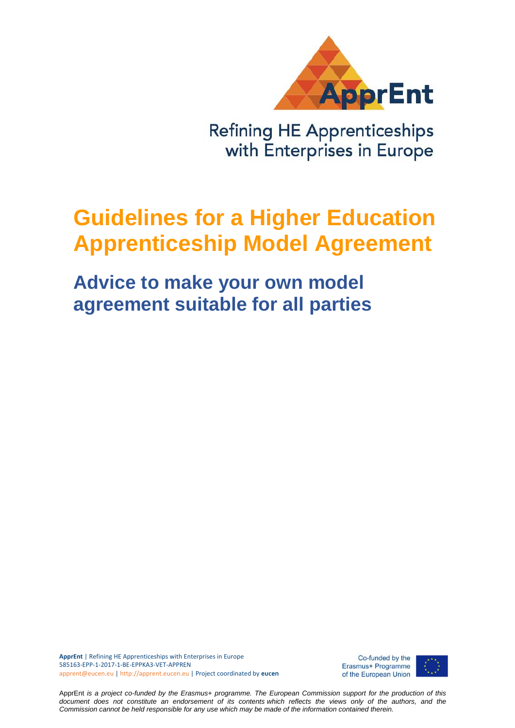ApprEnt

Refining HE Apprenticeships with Enterprises in Europe

# Guidelines for a Higher Education Apprenticeship Model Agreement

## Advice to make your own model agreement suitable for all parties

**ApprEnt** | Refining HE Apprenticeships with Enterprises in Europe
585163-EPP-1-2017-1-BE-EPPKA3-VET-APPREN
apprent@eucen.eu | http://apprent.eucen.eu | Project coordinated by **eucen**

Co-funded by the Erasmus+ Programme of the European Union

ApprEnt *is a project co-funded by the Erasmus+ programme. The European Commission support for the production of this document does not constitute an endorsement of its contents which reflects the views only of the authors, and the Commission cannot be held responsible for any use which may be made of the information contained therein.*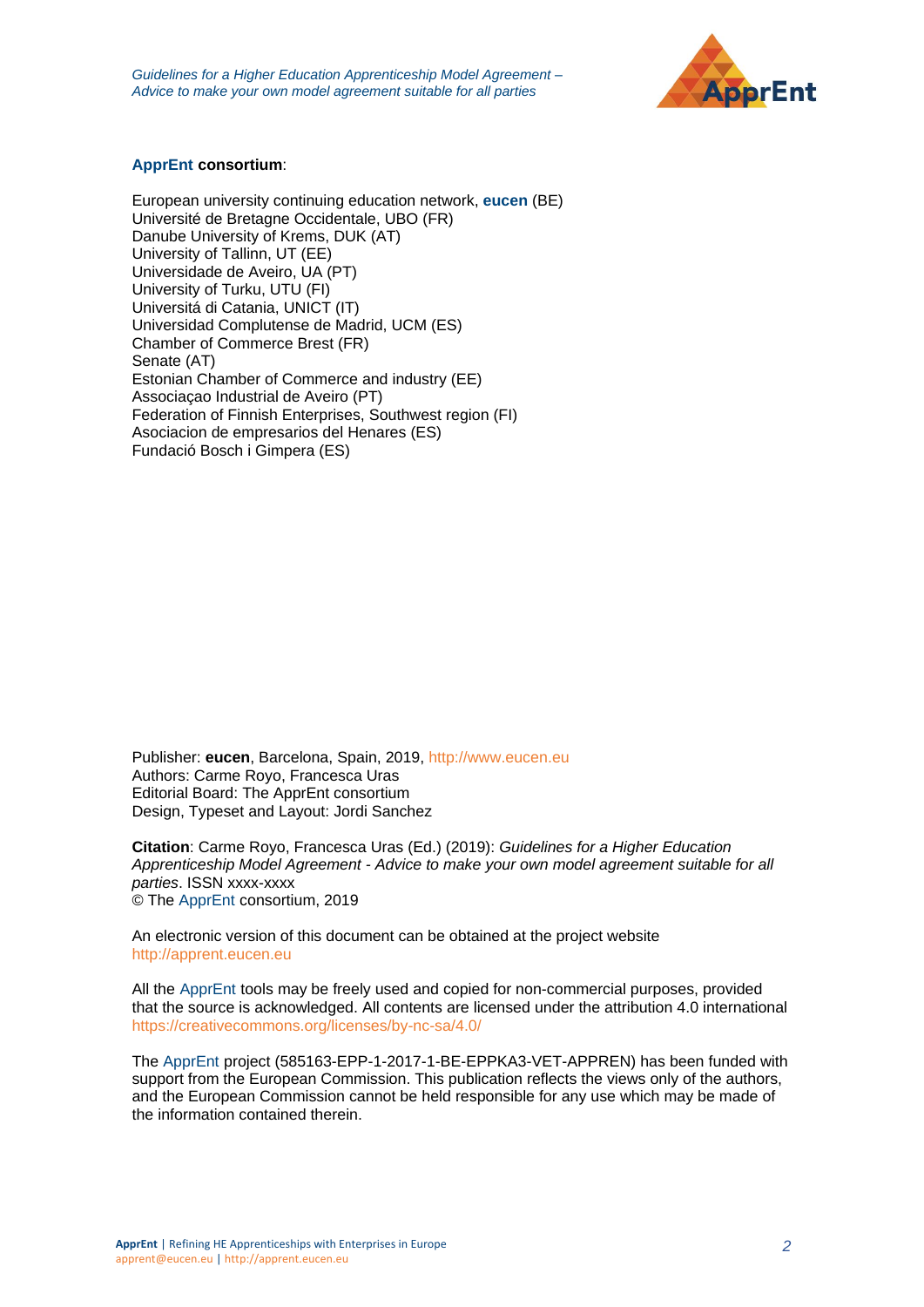**ApprEnt consortium**:

European university continuing education network, **eucen** (BE)
Université de Bretagne Occidentale, UBO (FR)
Danube University of Krems, DUK (AT)
University of Tallinn, UT (EE)
Universidade de Aveiro, UA (PT)
University of Turku, UTU (FI)
Universitá di Catania, UNICT (IT)
Universidad Complutense de Madrid, UCM (ES)
Chamber of Commerce Brest (FR)
Senate (AT)
Estonian Chamber of Commerce and industry (EE)
Associaçao Industrial de Aveiro (PT)
Federation of Finnish Enterprises, Southwest region (FI)
Asociacion de empresarios del Henares (ES)
Fundació Bosch i Gimpera (ES)

Publisher: **eucen**, Barcelona, Spain, 2019, http://www.eucen.eu
Authors: Carme Royo, Francesca Uras
Editorial Board: The ApprEnt consortium
Design, Typeset and Layout: Jordi Sanchez

**Citation**: Carme Royo, Francesca Uras (Ed.) (2019): *Guidelines for a Higher Education Apprenticeship Model Agreement - Advice to make your own model agreement suitable for all parties*. ISSN xxxx-xxxx
© The ApprEnt consortium, 2019

An electronic version of this document can be obtained at the project website
http://apprent.eucen.eu

All the ApprEnt tools may be freely used and copied for non-commercial purposes, provided that the source is acknowledged. All contents are licensed under the attribution 4.0 international https://creativecommons.org/licenses/by-nc-sa/4.0/

The ApprEnt project (585163-EPP-1-2017-1-BE-EPPKA3-VET-APPREN) has been funded with support from the European Commission. This publication reflects the views only of the authors, and the European Commission cannot be held responsible for any use which may be made of the information contained therein.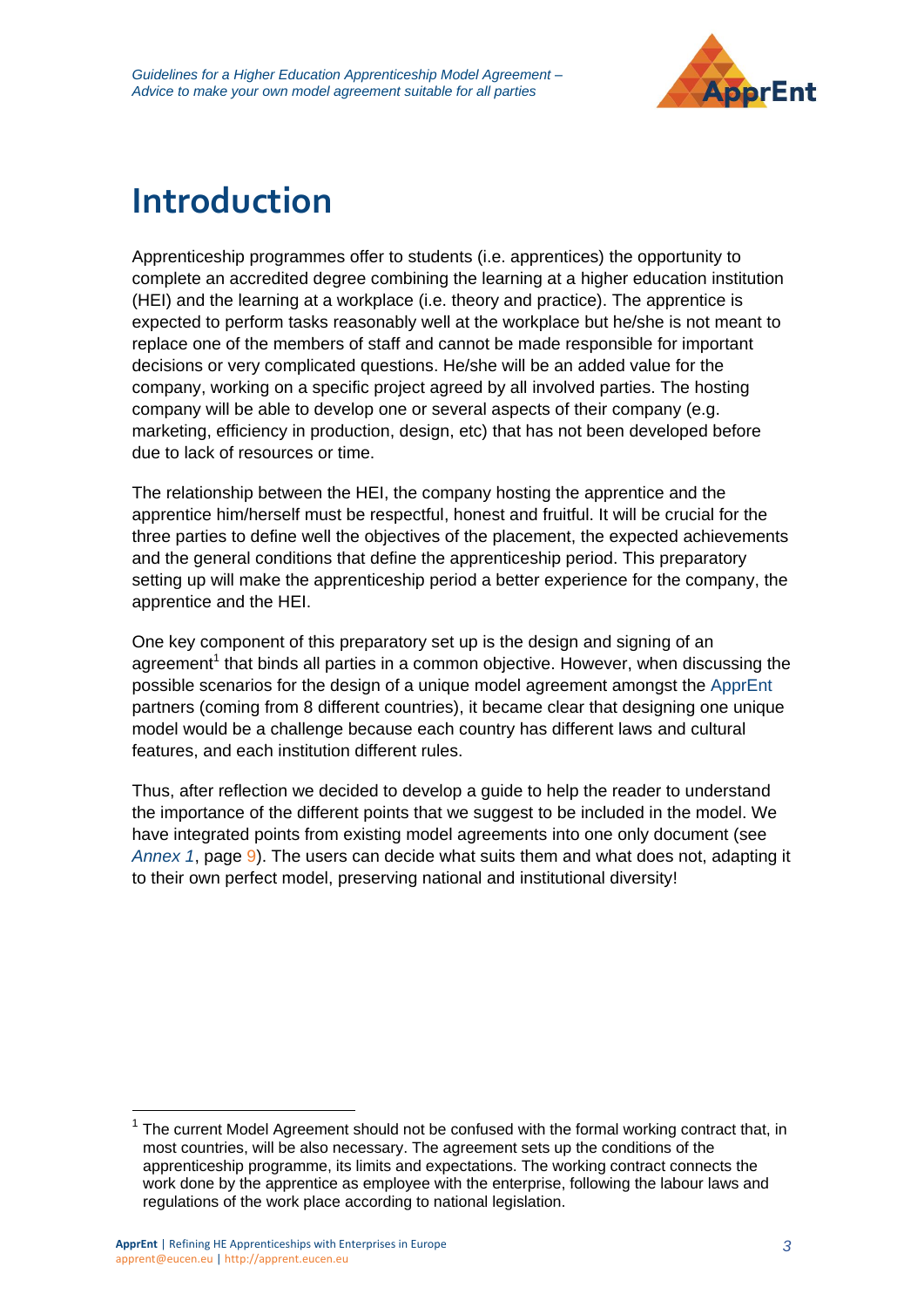# Introduction

Apprenticeship programmes offer to students (i.e. apprentices) the opportunity to complete an accredited degree combining the learning at a higher education institution (HEI) and the learning at a workplace (i.e. theory and practice). The apprentice is expected to perform tasks reasonably well at the workplace but he/she is not meant to replace one of the members of staff and cannot be made responsible for important decisions or very complicated questions. He/she will be an added value for the company, working on a specific project agreed by all involved parties. The hosting company will be able to develop one or several aspects of their company (e.g. marketing, efficiency in production, design, etc) that has not been developed before due to lack of resources or time.

The relationship between the HEI, the company hosting the apprentice and the apprentice him/herself must be respectful, honest and fruitful. It will be crucial for the three parties to define well the objectives of the placement, the expected achievements and the general conditions that define the apprenticeship period. This preparatory setting up will make the apprenticeship period a better experience for the company, the apprentice and the HEI.

One key component of this preparatory set up is the design and signing of an agreement[1] that binds all parties in a common objective. However, when discussing the possible scenarios for the design of a unique model agreement amongst the ApprEnt partners (coming from 8 different countries), it became clear that designing one unique model would be a challenge because each country has different laws and cultural features, and each institution different rules.

Thus, after reflection we decided to develop a guide to help the reader to understand the importance of the different points that we suggest to be included in the model. We have integrated points from existing model agreements into one only document (see *Annex 1*, page 9). The users can decide what suits them and what does not, adapting it to their own perfect model, preserving national and institutional diversity!

[1] The current Model Agreement should not be confused with the formal working contract that, in most countries, will be also necessary. The agreement sets up the conditions of the apprenticeship programme, its limits and expectations. The working contract connects the work done by the apprentice as employee with the enterprise, following the labour laws and regulations of the work place according to national legislation.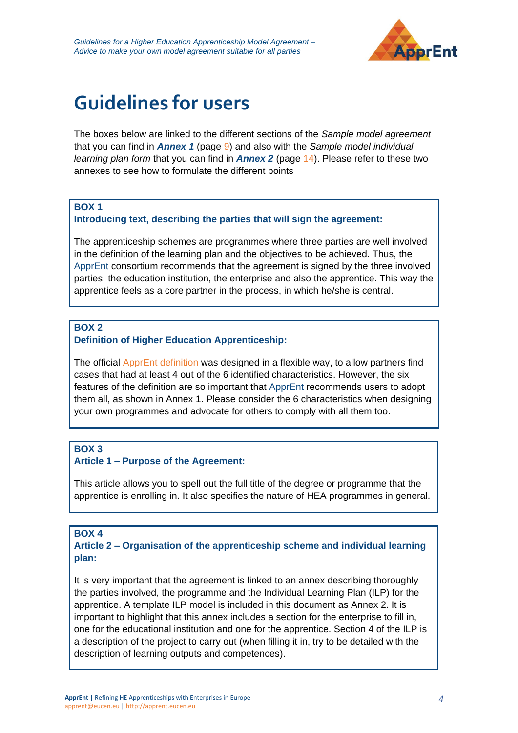# Guidelines for users

The boxes below are linked to the different sections of the *Sample model agreement* that you can find in ***Annex 1*** (page 9) and also with the *Sample model individual learning plan form* that you can find in ***Annex 2*** (page 14). Please refer to these two annexes to see how to formulate the different points

**BOX 1**

**Introducing text, describing the parties that will sign the agreement:**

The apprenticeship schemes are programmes where three parties are well involved in the definition of the learning plan and the objectives to be achieved. Thus, the ApprEnt consortium recommends that the agreement is signed by the three involved parties: the education institution, the enterprise and also the apprentice. This way the apprentice feels as a core partner in the process, in which he/she is central.

**BOX 2**

**Definition of Higher Education Apprenticeship:**

The official ApprEnt definition was designed in a flexible way, to allow partners find cases that had at least 4 out of the 6 identified characteristics. However, the six features of the definition are so important that ApprEnt recommends users to adopt them all, as shown in Annex 1. Please consider the 6 characteristics when designing your own programmes and advocate for others to comply with all them too.

**BOX 3**

**Article 1 – Purpose of the Agreement:**

This article allows you to spell out the full title of the degree or programme that the apprentice is enrolling in. It also specifies the nature of HEA programmes in general.

**BOX 4**

**Article 2 – Organisation of the apprenticeship scheme and individual learning plan:**

It is very important that the agreement is linked to an annex describing thoroughly the parties involved, the programme and the Individual Learning Plan (ILP) for the apprentice. A template ILP model is included in this document as Annex 2. It is important to highlight that this annex includes a section for the enterprise to fill in, one for the educational institution and one for the apprentice. Section 4 of the ILP is a description of the project to carry out (when filling it in, try to be detailed with the description of learning outputs and competences).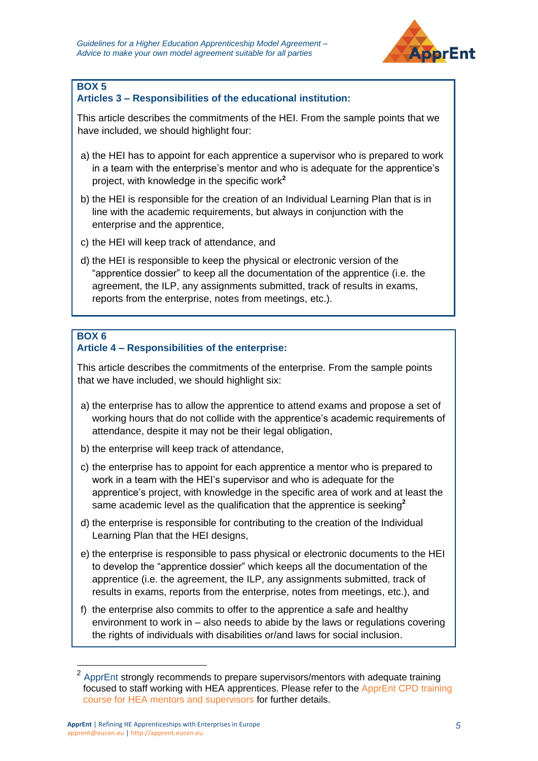**BOX 5**

**Articles 3 – Responsibilities of the educational institution:**

This article describes the commitments of the HEI. From the sample points that we have included, we should highlight four:

a) the HEI has to appoint for each apprentice a supervisor who is prepared to work in a team with the enterprise's mentor and who is adequate for the apprentice's project, with knowledge in the specific work[2]

b) the HEI is responsible for the creation of an Individual Learning Plan that is in line with the academic requirements, but always in conjunction with the enterprise and the apprentice,

c) the HEI will keep track of attendance, and

d) the HEI is responsible to keep the physical or electronic version of the "apprentice dossier" to keep all the documentation of the apprentice (i.e. the agreement, the ILP, any assignments submitted, track of results in exams, reports from the enterprise, notes from meetings, etc.).

**BOX 6**

**Article 4 – Responsibilities of the enterprise:**

This article describes the commitments of the enterprise. From the sample points that we have included, we should highlight six:

a) the enterprise has to allow the apprentice to attend exams and propose a set of working hours that do not collide with the apprentice's academic requirements of attendance, despite it may not be their legal obligation,

b) the enterprise will keep track of attendance,

c) the enterprise has to appoint for each apprentice a mentor who is prepared to work in a team with the HEI's supervisor and who is adequate for the apprentice's project, with knowledge in the specific area of work and at least the same academic level as the qualification that the apprentice is seeking[2]

d) the enterprise is responsible for contributing to the creation of the Individual Learning Plan that the HEI designs,

e) the enterprise is responsible to pass physical or electronic documents to the HEI to develop the "apprentice dossier" which keeps all the documentation of the apprentice (i.e. the agreement, the ILP, any assignments submitted, track of results in exams, reports from the enterprise, notes from meetings, etc.), and

f) the enterprise also commits to offer to the apprentice a safe and healthy environment to work in – also needs to abide by the laws or regulations covering the rights of individuals with disabilities or/and laws for social inclusion.

---

[2] ApprEnt strongly recommends to prepare supervisors/mentors with adequate training focused to staff working with HEA apprentices. Please refer to the ApprEnt CPD training course for HEA mentors and supervisors for further details.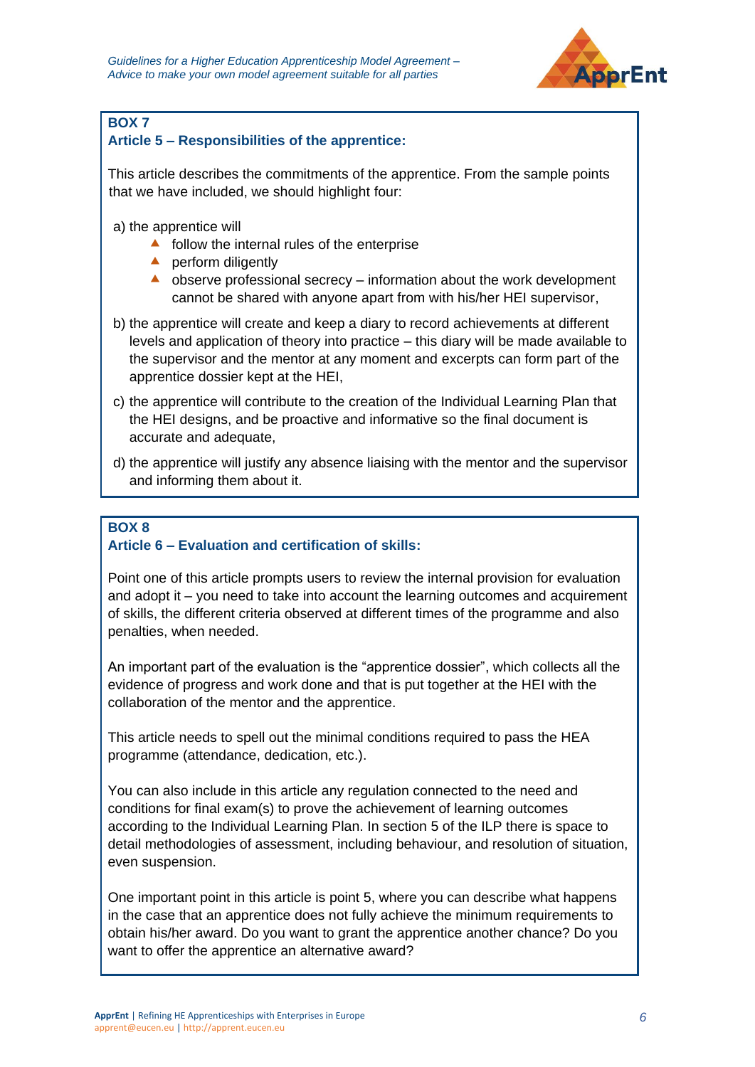**BOX 7**

**Article 5 – Responsibilities of the apprentice:**

This article describes the commitments of the apprentice. From the sample points that we have included, we should highlight four:

a) the apprentice will
- follow the internal rules of the enterprise
- perform diligently
- observe professional secrecy – information about the work development cannot be shared with anyone apart from with his/her HEI supervisor,

b) the apprentice will create and keep a diary to record achievements at different levels and application of theory into practice – this diary will be made available to the supervisor and the mentor at any moment and excerpts can form part of the apprentice dossier kept at the HEI,

c) the apprentice will contribute to the creation of the Individual Learning Plan that the HEI designs, and be proactive and informative so the final document is accurate and adequate,

d) the apprentice will justify any absence liaising with the mentor and the supervisor and informing them about it.

**BOX 8**

**Article 6 – Evaluation and certification of skills:**

Point one of this article prompts users to review the internal provision for evaluation and adopt it – you need to take into account the learning outcomes and acquirement of skills, the different criteria observed at different times of the programme and also penalties, when needed.

An important part of the evaluation is the "apprentice dossier", which collects all the evidence of progress and work done and that is put together at the HEI with the collaboration of the mentor and the apprentice.

This article needs to spell out the minimal conditions required to pass the HEA programme (attendance, dedication, etc.).

You can also include in this article any regulation connected to the need and conditions for final exam(s) to prove the achievement of learning outcomes according to the Individual Learning Plan. In section 5 of the ILP there is space to detail methodologies of assessment, including behaviour, and resolution of situation, even suspension.

One important point in this article is point 5, where you can describe what happens in the case that an apprentice does not fully achieve the minimum requirements to obtain his/her award. Do you want to grant the apprentice another chance? Do you want to offer the apprentice an alternative award?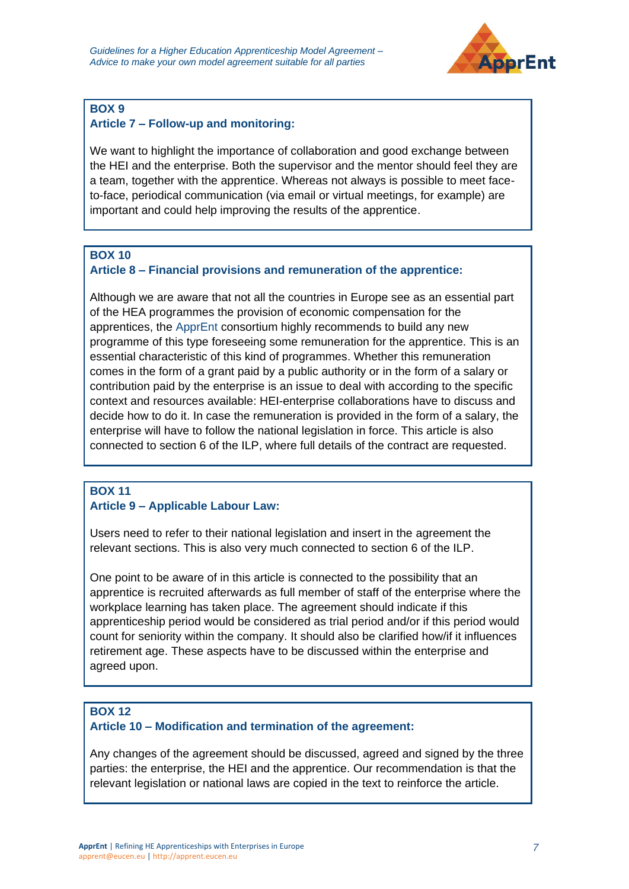**BOX 9**
**Article 7 – Follow-up and monitoring:**

We want to highlight the importance of collaboration and good exchange between the HEI and the enterprise. Both the supervisor and the mentor should feel they are a team, together with the apprentice. Whereas not always is possible to meet face-to-face, periodical communication (via email or virtual meetings, for example) are important and could help improving the results of the apprentice.

**BOX 10**
**Article 8 – Financial provisions and remuneration of the apprentice:**

Although we are aware that not all the countries in Europe see as an essential part of the HEA programmes the provision of economic compensation for the apprentices, the ApprEnt consortium highly recommends to build any new programme of this type foreseeing some remuneration for the apprentice. This is an essential characteristic of this kind of programmes. Whether this remuneration comes in the form of a grant paid by a public authority or in the form of a salary or contribution paid by the enterprise is an issue to deal with according to the specific context and resources available: HEI-enterprise collaborations have to discuss and decide how to do it. In case the remuneration is provided in the form of a salary, the enterprise will have to follow the national legislation in force. This article is also connected to section 6 of the ILP, where full details of the contract are requested.

**BOX 11**
**Article 9 – Applicable Labour Law:**

Users need to refer to their national legislation and insert in the agreement the relevant sections. This is also very much connected to section 6 of the ILP.

One point to be aware of in this article is connected to the possibility that an apprentice is recruited afterwards as full member of staff of the enterprise where the workplace learning has taken place. The agreement should indicate if this apprenticeship period would be considered as trial period and/or if this period would count for seniority within the company. It should also be clarified how/if it influences retirement age. These aspects have to be discussed within the enterprise and agreed upon.

**BOX 12**
**Article 10 – Modification and termination of the agreement:**

Any changes of the agreement should be discussed, agreed and signed by the three parties: the enterprise, the HEI and the apprentice. Our recommendation is that the relevant legislation or national laws are copied in the text to reinforce the article.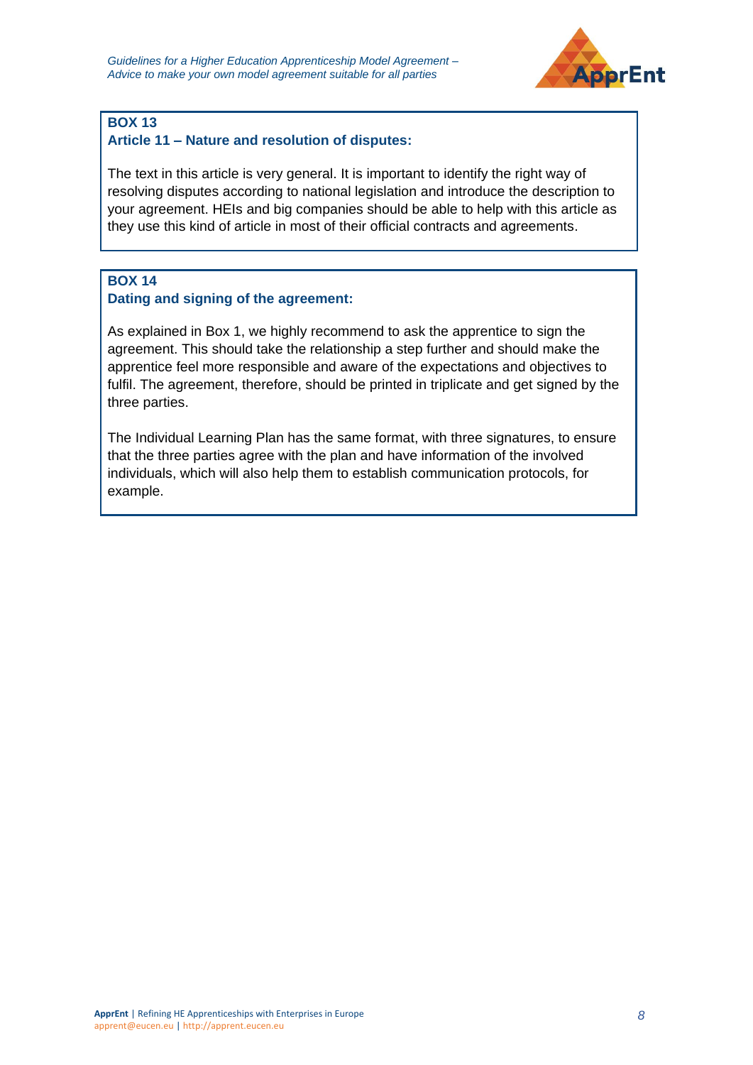**BOX 13**

**Article 11 – Nature and resolution of disputes:**

The text in this article is very general. It is important to identify the right way of resolving disputes according to national legislation and introduce the description to your agreement. HEIs and big companies should be able to help with this article as they use this kind of article in most of their official contracts and agreements.

**BOX 14**

**Dating and signing of the agreement:**

As explained in Box 1, we highly recommend to ask the apprentice to sign the agreement. This should take the relationship a step further and should make the apprentice feel more responsible and aware of the expectations and objectives to fulfil. The agreement, therefore, should be printed in triplicate and get signed by the three parties.

The Individual Learning Plan has the same format, with three signatures, to ensure that the three parties agree with the plan and have information of the involved individuals, which will also help them to establish communication protocols, for example.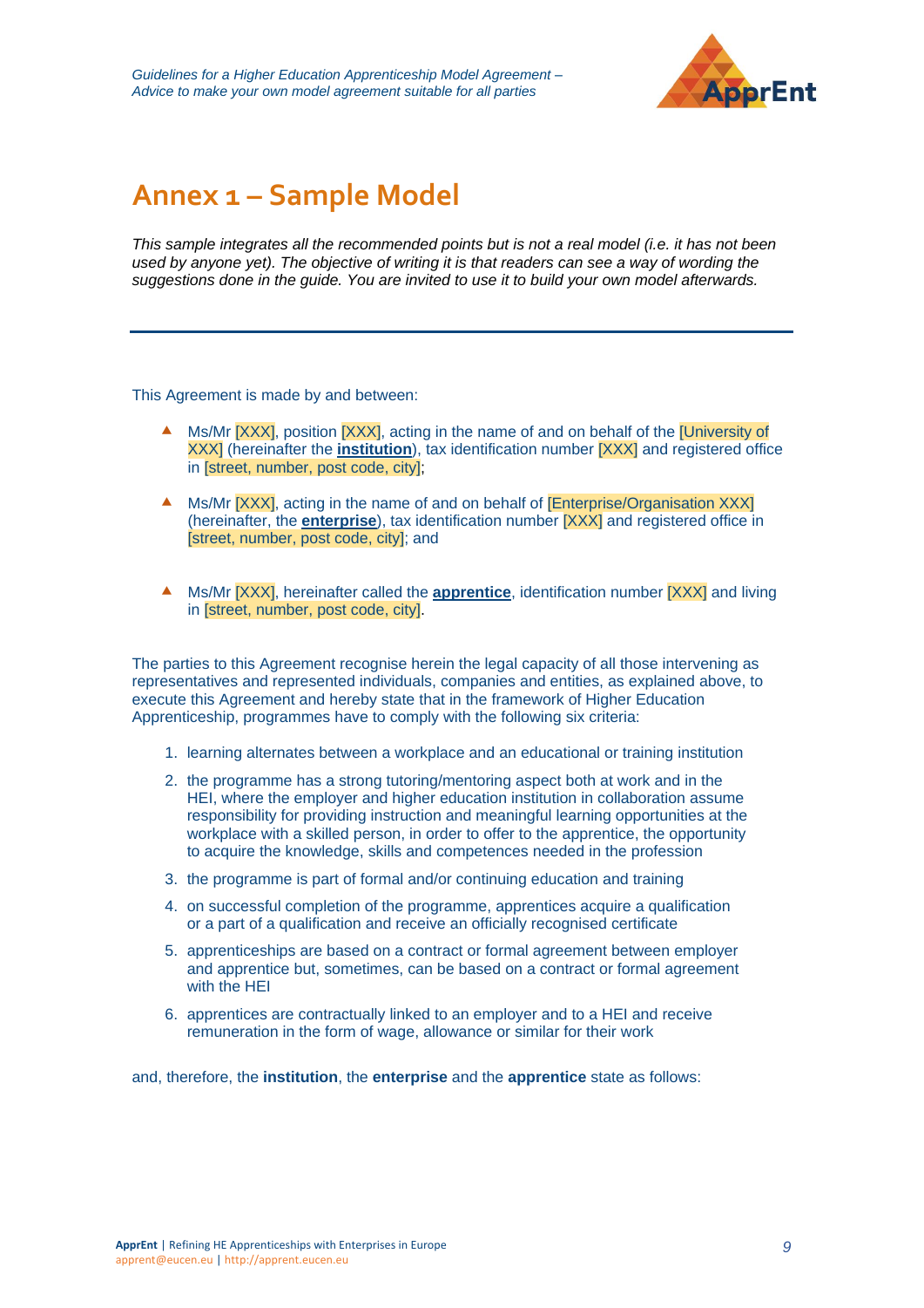# Annex 1 – Sample Model

*This sample integrates all the recommended points but is not a real model (i.e. it has not been used by anyone yet). The objective of writing it is that readers can see a way of wording the suggestions done in the guide. You are invited to use it to build your own model afterwards.*

---

This Agreement is made by and between:

- Ms/Mr [XXX], position [XXX], acting in the name of and on behalf of the [University of XXX] (hereinafter the **institution**), tax identification number [XXX] and registered office in [street, number, post code, city];
- Ms/Mr [XXX], acting in the name of and on behalf of [Enterprise/Organisation XXX] (hereinafter, the **enterprise**), tax identification number [XXX] and registered office in [street, number, post code, city]; and
- Ms/Mr [XXX], hereinafter called the **apprentice**, identification number [XXX] and living in [street, number, post code, city].

The parties to this Agreement recognise herein the legal capacity of all those intervening as representatives and represented individuals, companies and entities, as explained above, to execute this Agreement and hereby state that in the framework of Higher Education Apprenticeship, programmes have to comply with the following six criteria:

1. learning alternates between a workplace and an educational or training institution
2. the programme has a strong tutoring/mentoring aspect both at work and in the HEI, where the employer and higher education institution in collaboration assume responsibility for providing instruction and meaningful learning opportunities at the workplace with a skilled person, in order to offer to the apprentice, the opportunity to acquire the knowledge, skills and competences needed in the profession
3. the programme is part of formal and/or continuing education and training
4. on successful completion of the programme, apprentices acquire a qualification or a part of a qualification and receive an officially recognised certificate
5. apprenticeships are based on a contract or formal agreement between employer and apprentice but, sometimes, can be based on a contract or formal agreement with the HEI
6. apprentices are contractually linked to an employer and to a HEI and receive remuneration in the form of wage, allowance or similar for their work

and, therefore, the **institution**, the **enterprise** and the **apprentice** state as follows: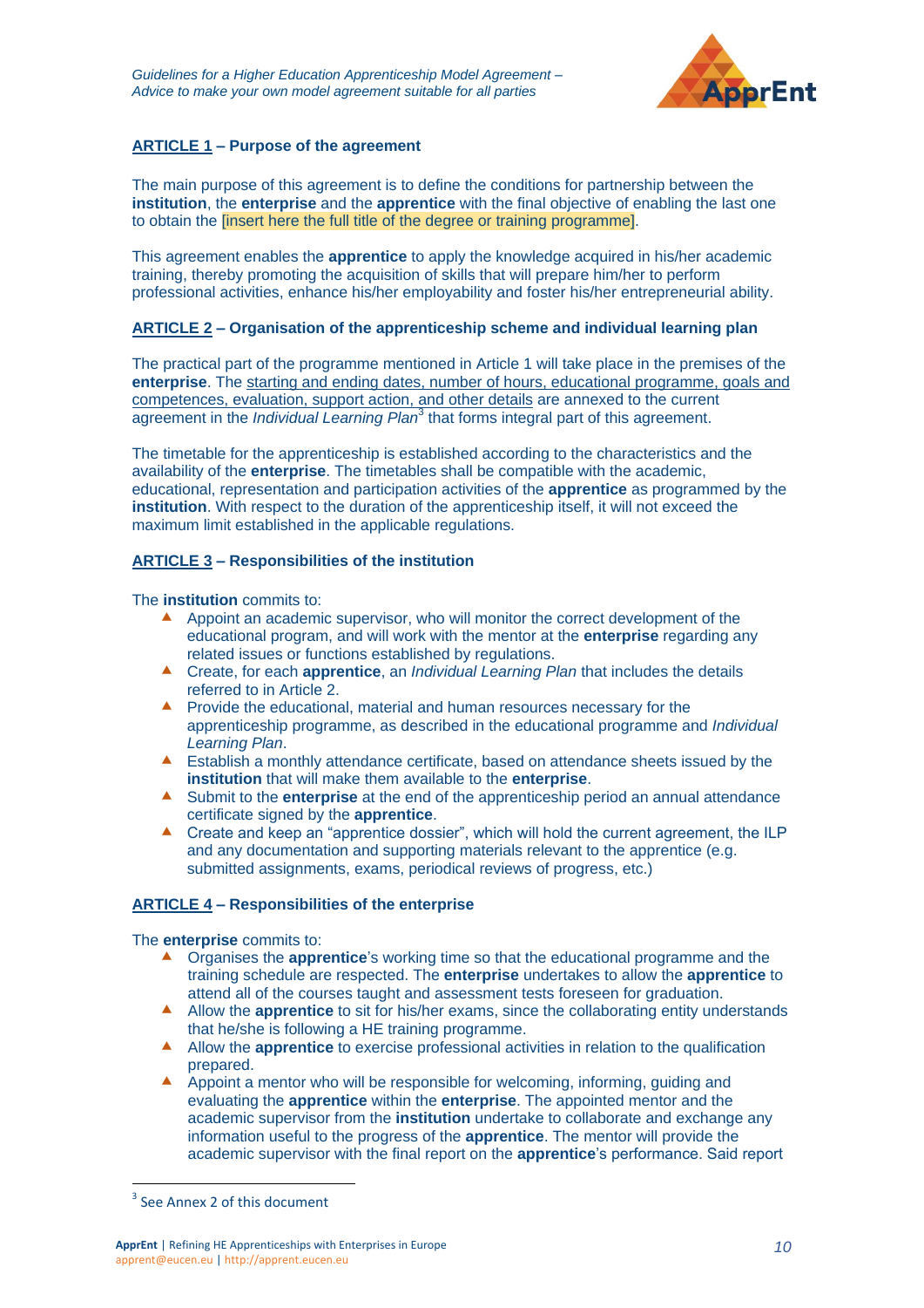**ARTICLE 1 – Purpose of the agreement**

The main purpose of this agreement is to define the conditions for partnership between the **institution**, the **enterprise** and the **apprentice** with the final objective of enabling the last one to obtain the [insert here the full title of the degree or training programme].

This agreement enables the **apprentice** to apply the knowledge acquired in his/her academic training, thereby promoting the acquisition of skills that will prepare him/her to perform professional activities, enhance his/her employability and foster his/her entrepreneurial ability.

**ARTICLE 2 – Organisation of the apprenticeship scheme and individual learning plan**

The practical part of the programme mentioned in Article 1 will take place in the premises of the **enterprise**. The starting and ending dates, number of hours, educational programme, goals and competences, evaluation, support action, and other details are annexed to the current agreement in the *Individual Learning Plan*[3] that forms integral part of this agreement.

The timetable for the apprenticeship is established according to the characteristics and the availability of the **enterprise**. The timetables shall be compatible with the academic, educational, representation and participation activities of the **apprentice** as programmed by the **institution**. With respect to the duration of the apprenticeship itself, it will not exceed the maximum limit established in the applicable regulations.

**ARTICLE 3 – Responsibilities of the institution**

The **institution** commits to:

- Appoint an academic supervisor, who will monitor the correct development of the educational program, and will work with the mentor at the **enterprise** regarding any related issues or functions established by regulations.
- Create, for each **apprentice**, an *Individual Learning Plan* that includes the details referred to in Article 2.
- Provide the educational, material and human resources necessary for the apprenticeship programme, as described in the educational programme and *Individual Learning Plan*.
- Establish a monthly attendance certificate, based on attendance sheets issued by the **institution** that will make them available to the **enterprise**.
- Submit to the **enterprise** at the end of the apprenticeship period an annual attendance certificate signed by the **apprentice**.
- Create and keep an "apprentice dossier", which will hold the current agreement, the ILP and any documentation and supporting materials relevant to the apprentice (e.g. submitted assignments, exams, periodical reviews of progress, etc.)

**ARTICLE 4 – Responsibilities of the enterprise**

The **enterprise** commits to:

- Organises the **apprentice**'s working time so that the educational programme and the training schedule are respected. The **enterprise** undertakes to allow the **apprentice** to attend all of the courses taught and assessment tests foreseen for graduation.
- Allow the **apprentice** to sit for his/her exams, since the collaborating entity understands that he/she is following a HE training programme.
- Allow the **apprentice** to exercise professional activities in relation to the qualification prepared.
- Appoint a mentor who will be responsible for welcoming, informing, guiding and evaluating the **apprentice** within the **enterprise**. The appointed mentor and the academic supervisor from the **institution** undertake to collaborate and exchange any information useful to the progress of the **apprentice**. The mentor will provide the academic supervisor with the final report on the **apprentice**'s performance. Said report

[3] See Annex 2 of this document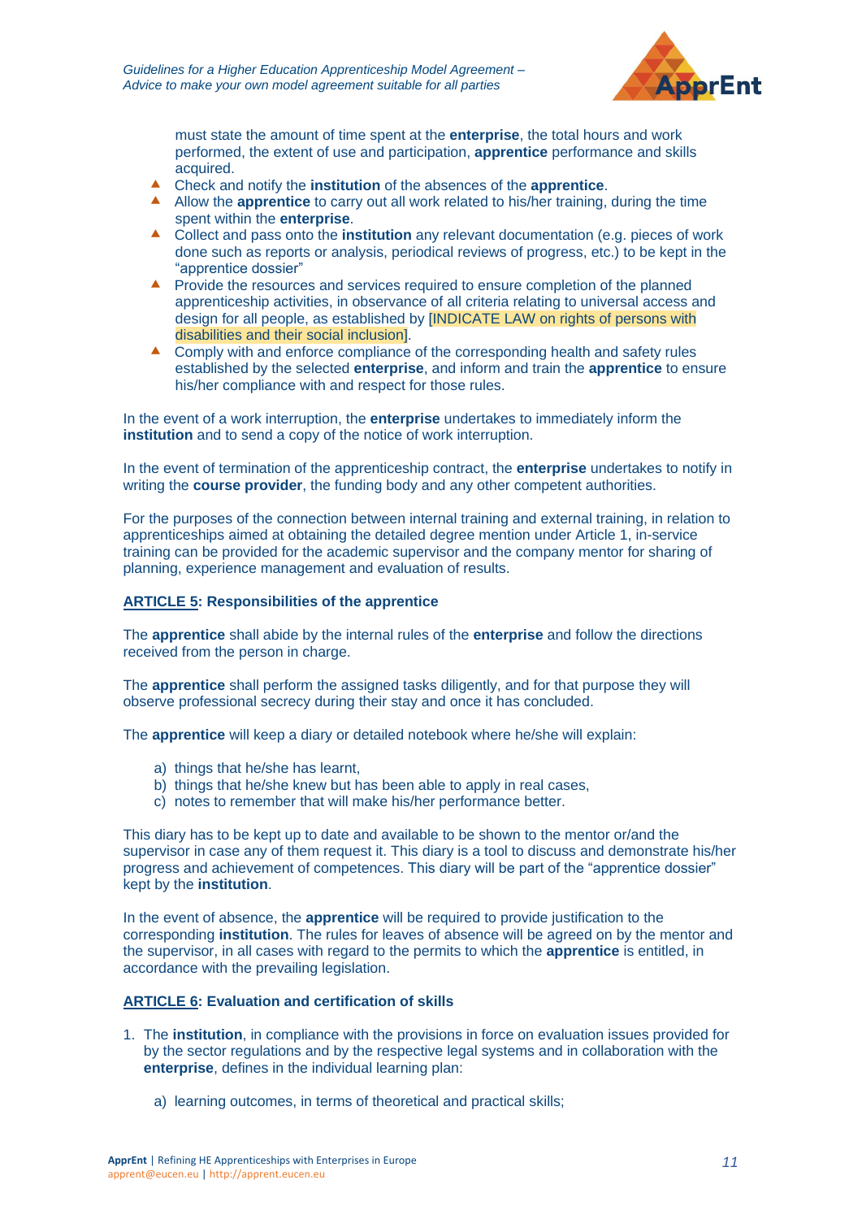must state the amount of time spent at the **enterprise**, the total hours and work performed, the extent of use and participation, **apprentice** performance and skills acquired.

- Check and notify the **institution** of the absences of the **apprentice**.
- Allow the **apprentice** to carry out all work related to his/her training, during the time spent within the **enterprise**.
- Collect and pass onto the **institution** any relevant documentation (e.g. pieces of work done such as reports or analysis, periodical reviews of progress, etc.) to be kept in the "apprentice dossier"
- Provide the resources and services required to ensure completion of the planned apprenticeship activities, in observance of all criteria relating to universal access and design for all people, as established by [INDICATE LAW on rights of persons with disabilities and their social inclusion].
- Comply with and enforce compliance of the corresponding health and safety rules established by the selected **enterprise**, and inform and train the **apprentice** to ensure his/her compliance with and respect for those rules.

In the event of a work interruption, the **enterprise** undertakes to immediately inform the **institution** and to send a copy of the notice of work interruption.

In the event of termination of the apprenticeship contract, the **enterprise** undertakes to notify in writing the **course provider**, the funding body and any other competent authorities.

For the purposes of the connection between internal training and external training, in relation to apprenticeships aimed at obtaining the detailed degree mention under Article 1, in-service training can be provided for the academic supervisor and the company mentor for sharing of planning, experience management and evaluation of results.

**ARTICLE 5: Responsibilities of the apprentice**

The **apprentice** shall abide by the internal rules of the **enterprise** and follow the directions received from the person in charge.

The **apprentice** shall perform the assigned tasks diligently, and for that purpose they will observe professional secrecy during their stay and once it has concluded.

The **apprentice** will keep a diary or detailed notebook where he/she will explain:

a) things that he/she has learnt,
b) things that he/she knew but has been able to apply in real cases,
c) notes to remember that will make his/her performance better.

This diary has to be kept up to date and available to be shown to the mentor or/and the supervisor in case any of them request it. This diary is a tool to discuss and demonstrate his/her progress and achievement of competences. This diary will be part of the "apprentice dossier" kept by the **institution**.

In the event of absence, the **apprentice** will be required to provide justification to the corresponding **institution**. The rules for leaves of absence will be agreed on by the mentor and the supervisor, in all cases with regard to the permits to which the **apprentice** is entitled, in accordance with the prevailing legislation.

**ARTICLE 6: Evaluation and certification of skills**

1. The **institution**, in compliance with the provisions in force on evaluation issues provided for by the sector regulations and by the respective legal systems and in collaboration with the **enterprise**, defines in the individual learning plan:

   a) learning outcomes, in terms of theoretical and practical skills;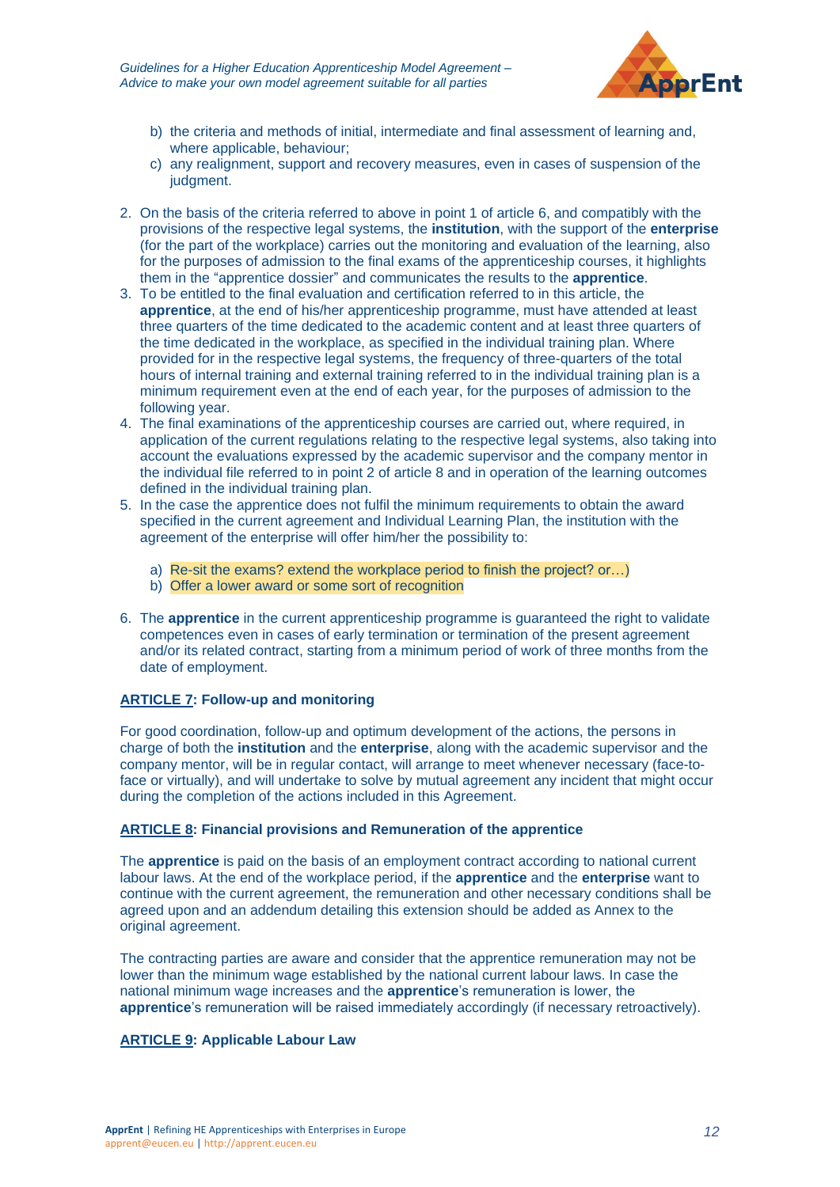b) the criteria and methods of initial, intermediate and final assessment of learning and, where applicable, behaviour;
c) any realignment, support and recovery measures, even in cases of suspension of the judgment.

2. On the basis of the criteria referred to above in point 1 of article 6, and compatibly with the provisions of the respective legal systems, the **institution**, with the support of the **enterprise** (for the part of the workplace) carries out the monitoring and evaluation of the learning, also for the purposes of admission to the final exams of the apprenticeship courses, it highlights them in the "apprentice dossier" and communicates the results to the **apprentice**.
3. To be entitled to the final evaluation and certification referred to in this article, the **apprentice**, at the end of his/her apprenticeship programme, must have attended at least three quarters of the time dedicated to the academic content and at least three quarters of the time dedicated in the workplace, as specified in the individual training plan. Where provided for in the respective legal systems, the frequency of three-quarters of the total hours of internal training and external training referred to in the individual training plan is a minimum requirement even at the end of each year, for the purposes of admission to the following year.
4. The final examinations of the apprenticeship courses are carried out, where required, in application of the current regulations relating to the respective legal systems, also taking into account the evaluations expressed by the academic supervisor and the company mentor in the individual file referred to in point 2 of article 8 and in operation of the learning outcomes defined in the individual training plan.
5. In the case the apprentice does not fulfil the minimum requirements to obtain the award specified in the current agreement and Individual Learning Plan, the institution with the agreement of the enterprise will offer him/her the possibility to:

   a) Re-sit the exams? extend the workplace period to finish the project? or…)
   b) Offer a lower award or some sort of recognition

6. The **apprentice** in the current apprenticeship programme is guaranteed the right to validate competences even in cases of early termination or termination of the present agreement and/or its related contract, starting from a minimum period of work of three months from the date of employment.

**ARTICLE 7: Follow-up and monitoring**

For good coordination, follow-up and optimum development of the actions, the persons in charge of both the **institution** and the **enterprise**, along with the academic supervisor and the company mentor, will be in regular contact, will arrange to meet whenever necessary (face-to-face or virtually), and will undertake to solve by mutual agreement any incident that might occur during the completion of the actions included in this Agreement.

**ARTICLE 8: Financial provisions and Remuneration of the apprentice**

The **apprentice** is paid on the basis of an employment contract according to national current labour laws. At the end of the workplace period, if the **apprentice** and the **enterprise** want to continue with the current agreement, the remuneration and other necessary conditions shall be agreed upon and an addendum detailing this extension should be added as Annex to the original agreement.

The contracting parties are aware and consider that the apprentice remuneration may not be lower than the minimum wage established by the national current labour laws. In case the national minimum wage increases and the **apprentice**'s remuneration is lower, the **apprentice**'s remuneration will be raised immediately accordingly (if necessary retroactively).

**ARTICLE 9: Applicable Labour Law**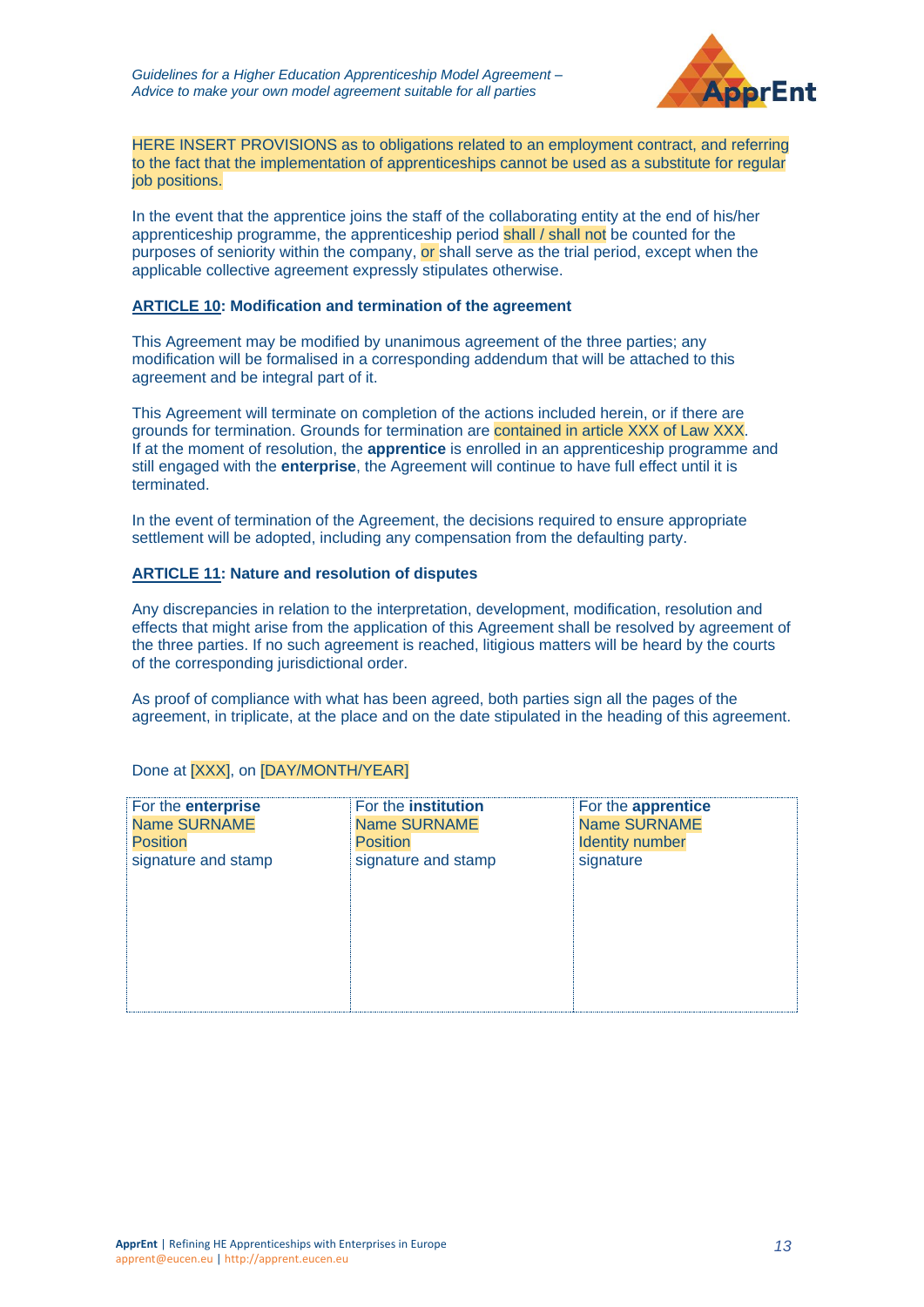HERE INSERT PROVISIONS as to obligations related to an employment contract, and referring to the fact that the implementation of apprenticeships cannot be used as a substitute for regular job positions.

In the event that the apprentice joins the staff of the collaborating entity at the end of his/her apprenticeship programme, the apprenticeship period shall / shall not be counted for the purposes of seniority within the company, or shall serve as the trial period, except when the applicable collective agreement expressly stipulates otherwise.

**ARTICLE 10: Modification and termination of the agreement**

This Agreement may be modified by unanimous agreement of the three parties; any modification will be formalised in a corresponding addendum that will be attached to this agreement and be integral part of it.

This Agreement will terminate on completion of the actions included herein, or if there are grounds for termination. Grounds for termination are contained in article XXX of Law XXX. If at the moment of resolution, the **apprentice** is enrolled in an apprenticeship programme and still engaged with the **enterprise**, the Agreement will continue to have full effect until it is terminated.

In the event of termination of the Agreement, the decisions required to ensure appropriate settlement will be adopted, including any compensation from the defaulting party.

**ARTICLE 11: Nature and resolution of disputes**

Any discrepancies in relation to the interpretation, development, modification, resolution and effects that might arise from the application of this Agreement shall be resolved by agreement of the three parties. If no such agreement is reached, litigious matters will be heard by the courts of the corresponding jurisdictional order.

As proof of compliance with what has been agreed, both parties sign all the pages of the agreement, in triplicate, at the place and on the date stipulated in the heading of this agreement.

Done at [XXX], on [DAY/MONTH/YEAR]

| For the **enterprise** | For the **institution** | For the **apprentice** |
|---|---|---|
| Name SURNAME<br>Position<br>signature and stamp | Name SURNAME<br>Position<br>signature and stamp | Name SURNAME<br>Identity number<br>signature |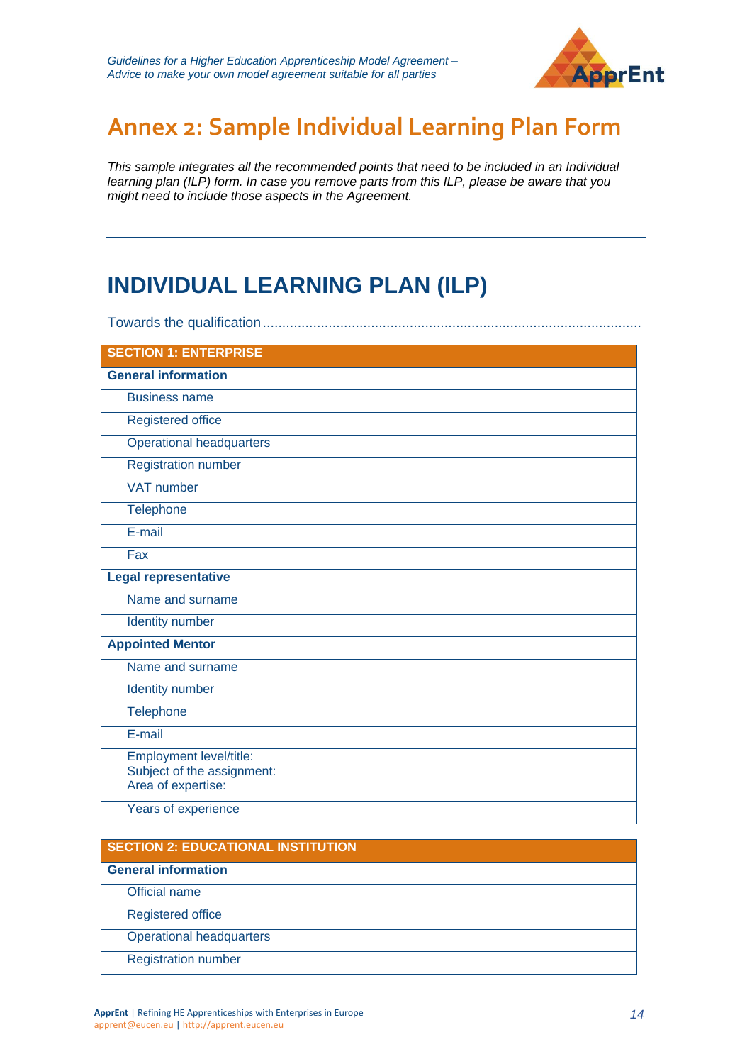# Annex 2: Sample Individual Learning Plan Form

*This sample integrates all the recommended points that need to be included in an Individual learning plan (ILP) form. In case you remove parts from this ILP, please be aware that you might need to include those aspects in the Agreement.*

---

## INDIVIDUAL LEARNING PLAN (ILP)

Towards the qualification .................................................................................................

| SECTION 1: ENTERPRISE |
|---|
| **General information** |
| Business name |
| Registered office |
| Operational headquarters |
| Registration number |
| VAT number |
| Telephone |
| E-mail |
| Fax |
| **Legal representative** |
| Name and surname |
| Identity number |
| **Appointed Mentor** |
| Name and surname |
| Identity number |
| Telephone |
| E-mail |
| Employment level/title:<br>Subject of the assignment:<br>Area of expertise: |
| Years of experience |

| SECTION 2: EDUCATIONAL INSTITUTION |
|---|
| **General information** |
| Official name |
| Registered office |
| Operational headquarters |
| Registration number |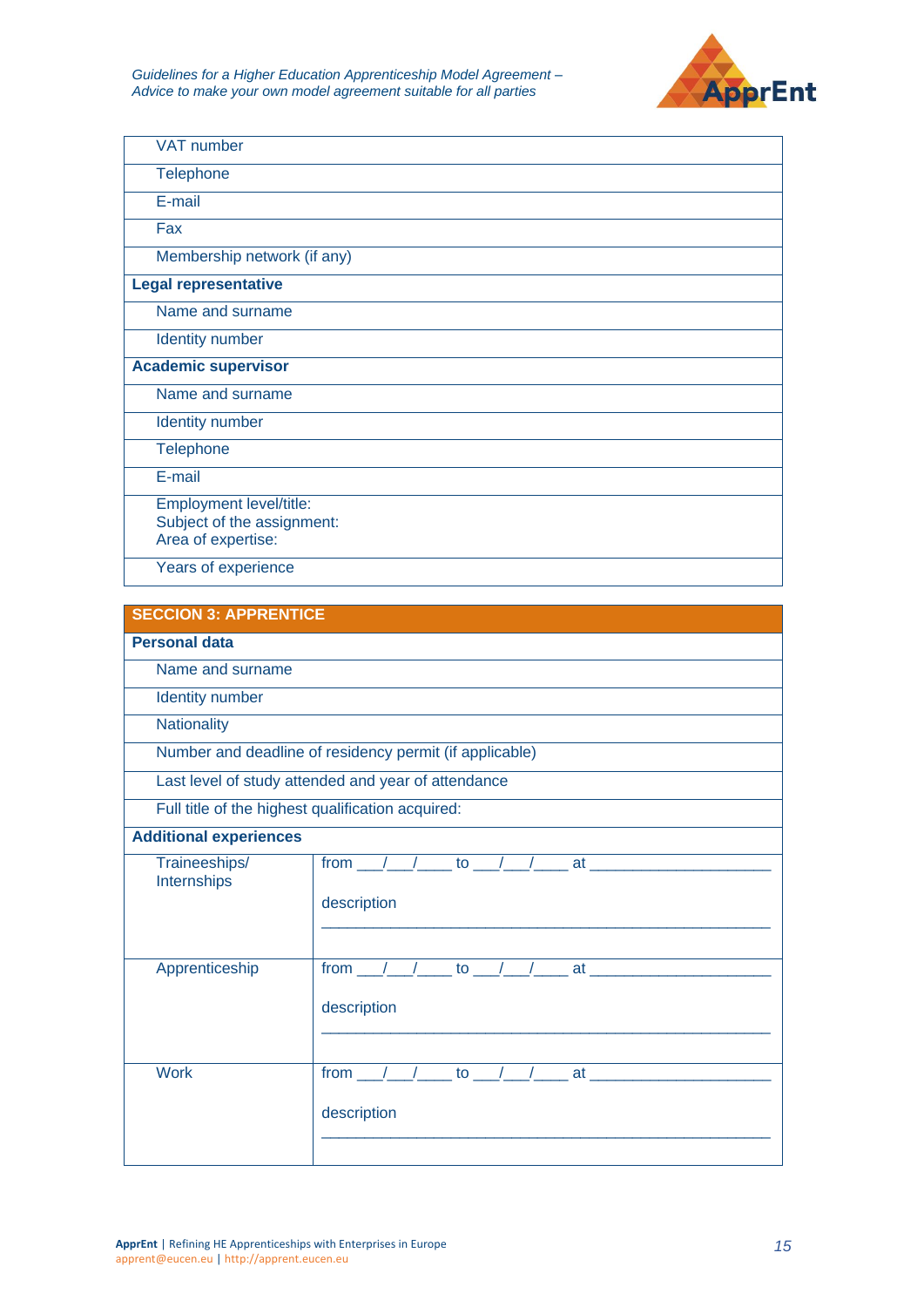| VAT number |
|---|
| Telephone |
| E-mail |
| Fax |
| Membership network (if any) |
| **Legal representative** |
| Name and surname |
| Identity number |
| **Academic supervisor** |
| Name and surname |
| Identity number |
| Telephone |
| E-mail |
| Employment level/title:<br>Subject of the assignment:<br>Area of expertise: |
| Years of experience |

| **SECCION 3: APPRENTICE** | |
|---|---|
| **Personal data** | |
| Name and surname | |
| Identity number | |
| Nationality | |
| Number and deadline of residency permit (if applicable) | |
| Last level of study attended and year of attendance | |
| Full title of the highest qualification acquired: | |
| **Additional experiences** | |
| Traineeships/ Internships | from ___/___/____ to ___/___/____ at ____________________<br><br>description<br>__________________________________________________ |
| Apprenticeship | from ___/___/____ to ___/___/____ at ____________________<br><br>description<br>__________________________________________________ |
| Work | from ___/___/____ to ___/___/____ at ____________________<br><br>description<br>__________________________________________________ |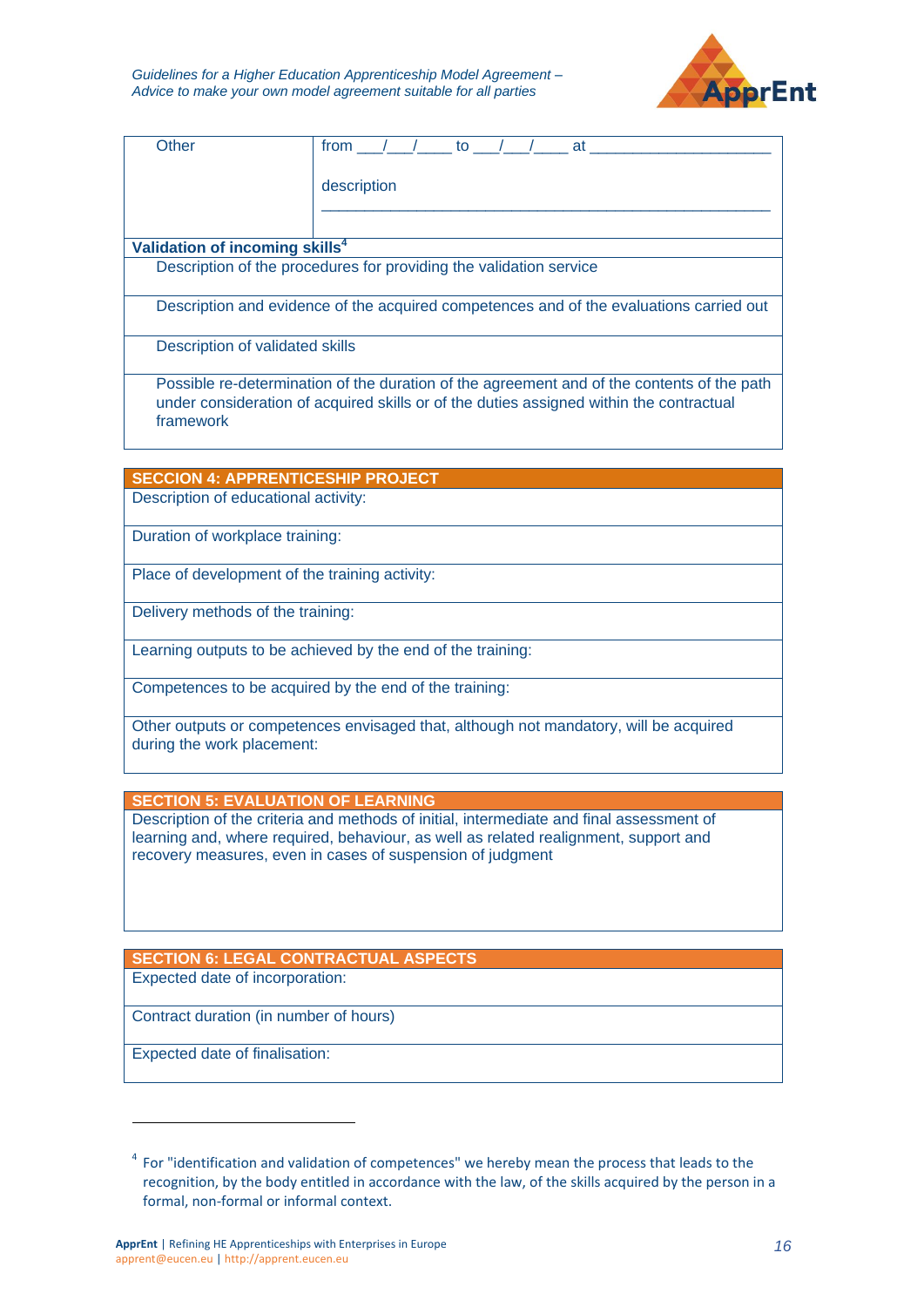| Other | from ___/___/____ to ___/___/____ at ____________________<br><br>description<br>__________________________________________________ |
|---|---|

| Validation of incoming skills[4] |
|---|
| Description of the procedures for providing the validation service |
| Description and evidence of the acquired competences and of the evaluations carried out |
| Description of validated skills |
| Possible re-determination of the duration of the agreement and of the contents of the path under consideration of acquired skills or of the duties assigned within the contractual framework |

| SECCION 4: APPRENTICESHIP PROJECT |
|---|
| Description of educational activity: |
| Duration of workplace training: |
| Place of development of the training activity: |
| Delivery methods of the training: |
| Learning outputs to be achieved by the end of the training: |
| Competences to be acquired by the end of the training: |
| Other outputs or competences envisaged that, although not mandatory, will be acquired during the work placement: |

| SECTION 5: EVALUATION OF LEARNING |
|---|
| Description of the criteria and methods of initial, intermediate and final assessment of learning and, where required, behaviour, as well as related realignment, support and recovery measures, even in cases of suspension of judgment |

| SECTION 6: LEGAL CONTRACTUAL ASPECTS |
|---|
| Expected date of incorporation: |
| Contract duration (in number of hours) |
| Expected date of finalisation: |

[4] For "identification and validation of competences" we hereby mean the process that leads to the recognition, by the body entitled in accordance with the law, of the skills acquired by the person in a formal, non-formal or informal context.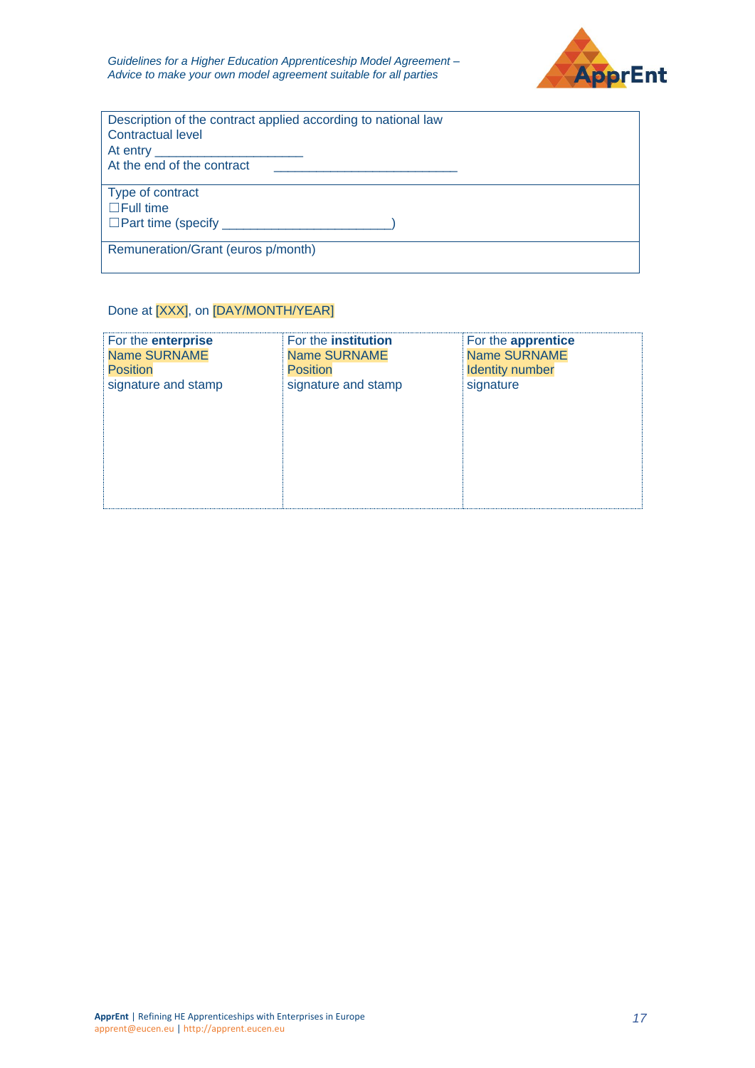| Description of the contract applied according to national law<br>Contractual level<br>At entry ____________________<br>At the end of the contract ________________________ |
|---|
| Type of contract<br>☐Full time<br>☐Part time (specify ______________________) |
| Remuneration/Grant (euros p/month) |

Done at [XXX], on [DAY/MONTH/YEAR]

| For the **enterprise**<br>Name SURNAME<br>Position<br>signature and stamp | For the **institution**<br>Name SURNAME<br>Position<br>signature and stamp | For the **apprentice**<br>Name SURNAME<br>Identity number<br>signature |
|---|---|---|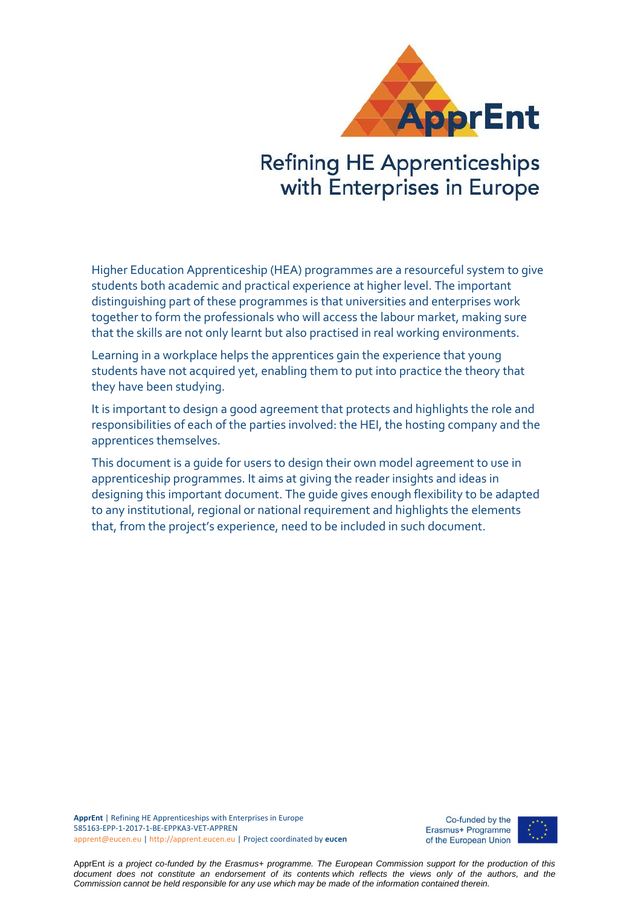# Refining HE Apprenticeships with Enterprises in Europe

Higher Education Apprenticeship (HEA) programmes are a resourceful system to give students both academic and practical experience at higher level. The important distinguishing part of these programmes is that universities and enterprises work together to form the professionals who will access the labour market, making sure that the skills are not only learnt but also practised in real working environments.

Learning in a workplace helps the apprentices gain the experience that young students have not acquired yet, enabling them to put into practice the theory that they have been studying.

It is important to design a good agreement that protects and highlights the role and responsibilities of each of the parties involved: the HEI, the hosting company and the apprentices themselves.

This document is a guide for users to design their own model agreement to use in apprenticeship programmes. It aims at giving the reader insights and ideas in designing this important document. The guide gives enough flexibility to be adapted to any institutional, regional or national requirement and highlights the elements that, from the project's experience, need to be included in such document.

**ApprEnt** | Refining HE Apprenticeships with Enterprises in Europe
585163-EPP-1-2017-1-BE-EPPKA3-VET-APPREN
apprent@eucen.eu | http://apprent.eucen.eu | Project coordinated by **eucen**

Co-funded by the Erasmus+ Programme of the European Union

ApprEnt *is a project co-funded by the Erasmus+ programme. The European Commission support for the production of this document does not constitute an endorsement of its contents which reflects the views only of the authors, and the Commission cannot be held responsible for any use which may be made of the information contained therein.*